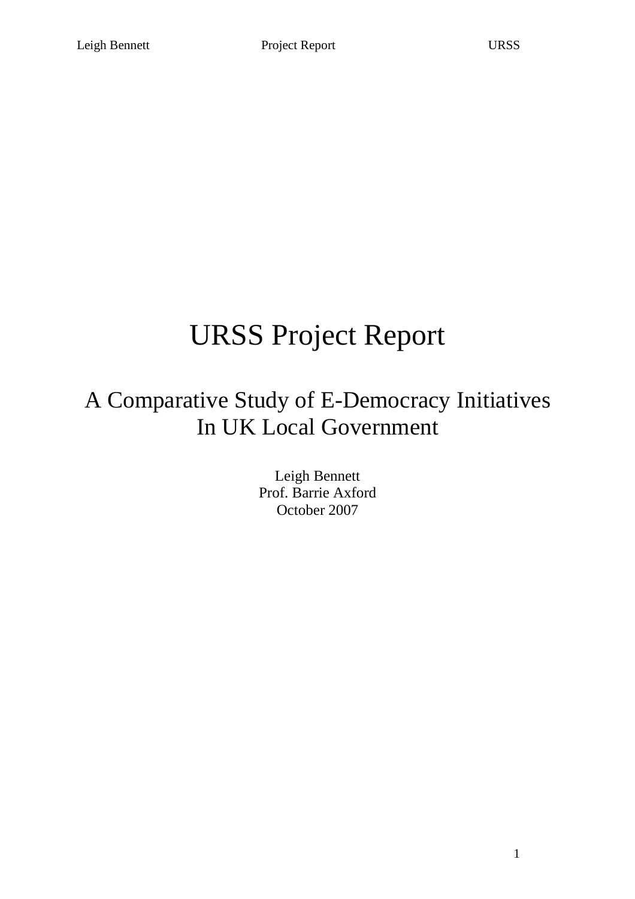# URSS Project Report

## A Comparative Study of E-Democracy Initiatives In UK Local Government

Leigh Bennett
Prof. Barrie Axford
October 2007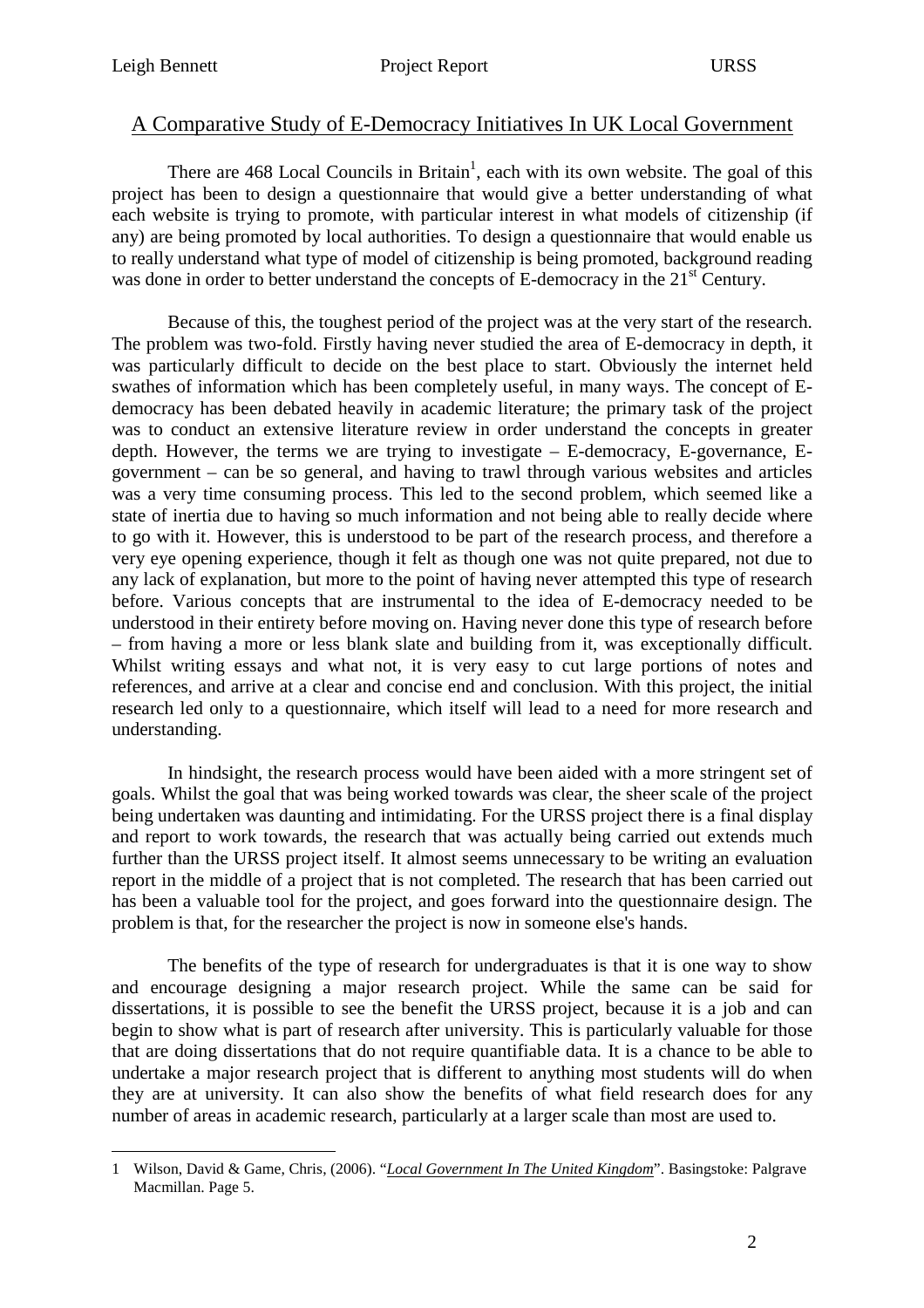## A Comparative Study of E-Democracy Initiatives In UK Local Government

There are 468 Local Councils in Britain[1], each with its own website. The goal of this project has been to design a questionnaire that would give a better understanding of what each website is trying to promote, with particular interest in what models of citizenship (if any) are being promoted by local authorities. To design a questionnaire that would enable us to really understand what type of model of citizenship is being promoted, background reading was done in order to better understand the concepts of E-democracy in the 21st Century.

Because of this, the toughest period of the project was at the very start of the research. The problem was two-fold. Firstly having never studied the area of E-democracy in depth, it was particularly difficult to decide on the best place to start. Obviously the internet held swathes of information which has been completely useful, in many ways. The concept of E-democracy has been debated heavily in academic literature; the primary task of the project was to conduct an extensive literature review in order understand the concepts in greater depth. However, the terms we are trying to investigate – E-democracy, E-governance, E-government – can be so general, and having to trawl through various websites and articles was a very time consuming process. This led to the second problem, which seemed like a state of inertia due to having so much information and not being able to really decide where to go with it. However, this is understood to be part of the research process, and therefore a very eye opening experience, though it felt as though one was not quite prepared, not due to any lack of explanation, but more to the point of having never attempted this type of research before. Various concepts that are instrumental to the idea of E-democracy needed to be understood in their entirety before moving on. Having never done this type of research before – from having a more or less blank slate and building from it, was exceptionally difficult. Whilst writing essays and what not, it is very easy to cut large portions of notes and references, and arrive at a clear and concise end and conclusion. With this project, the initial research led only to a questionnaire, which itself will lead to a need for more research and understanding.

In hindsight, the research process would have been aided with a more stringent set of goals. Whilst the goal that was being worked towards was clear, the sheer scale of the project being undertaken was daunting and intimidating. For the URSS project there is a final display and report to work towards, the research that was actually being carried out extends much further than the URSS project itself. It almost seems unnecessary to be writing an evaluation report in the middle of a project that is not completed. The research that has been carried out has been a valuable tool for the project, and goes forward into the questionnaire design. The problem is that, for the researcher the project is now in someone else's hands.

The benefits of the type of research for undergraduates is that it is one way to show and encourage designing a major research project. While the same can be said for dissertations, it is possible to see the benefit the URSS project, because it is a job and can begin to show what is part of research after university. This is particularly valuable for those that are doing dissertations that do not require quantifiable data. It is a chance to be able to undertake a major research project that is different to anything most students will do when they are at university. It can also show the benefits of what field research does for any number of areas in academic research, particularly at a larger scale than most are used to.

---

1 Wilson, David & Game, Chris, (2006). "*Local Government In The United Kingdom*". Basingstoke: Palgrave Macmillan. Page 5.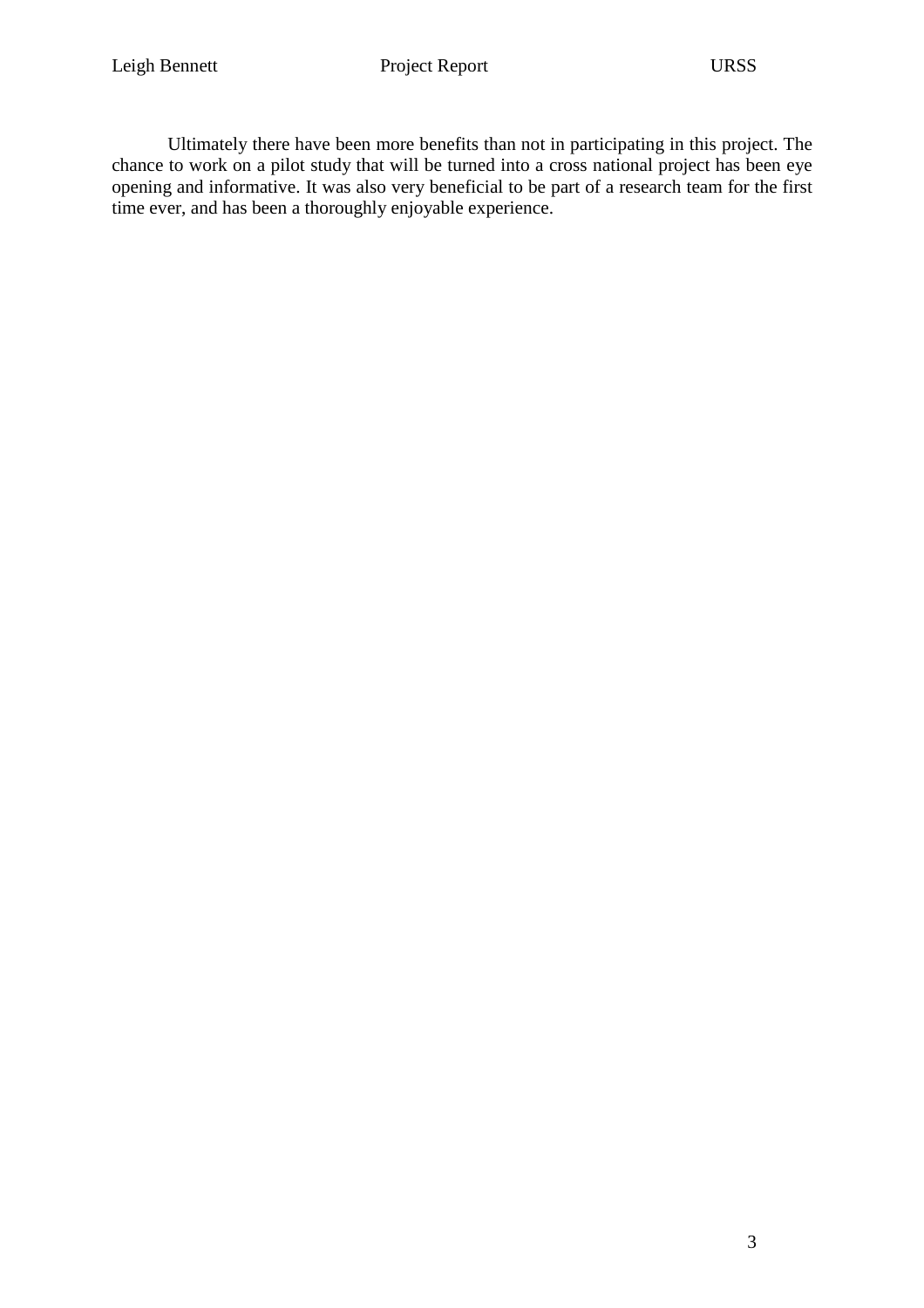Ultimately there have been more benefits than not in participating in this project. The chance to work on a pilot study that will be turned into a cross national project has been eye opening and informative. It was also very beneficial to be part of a research team for the first time ever, and has been a thoroughly enjoyable experience.